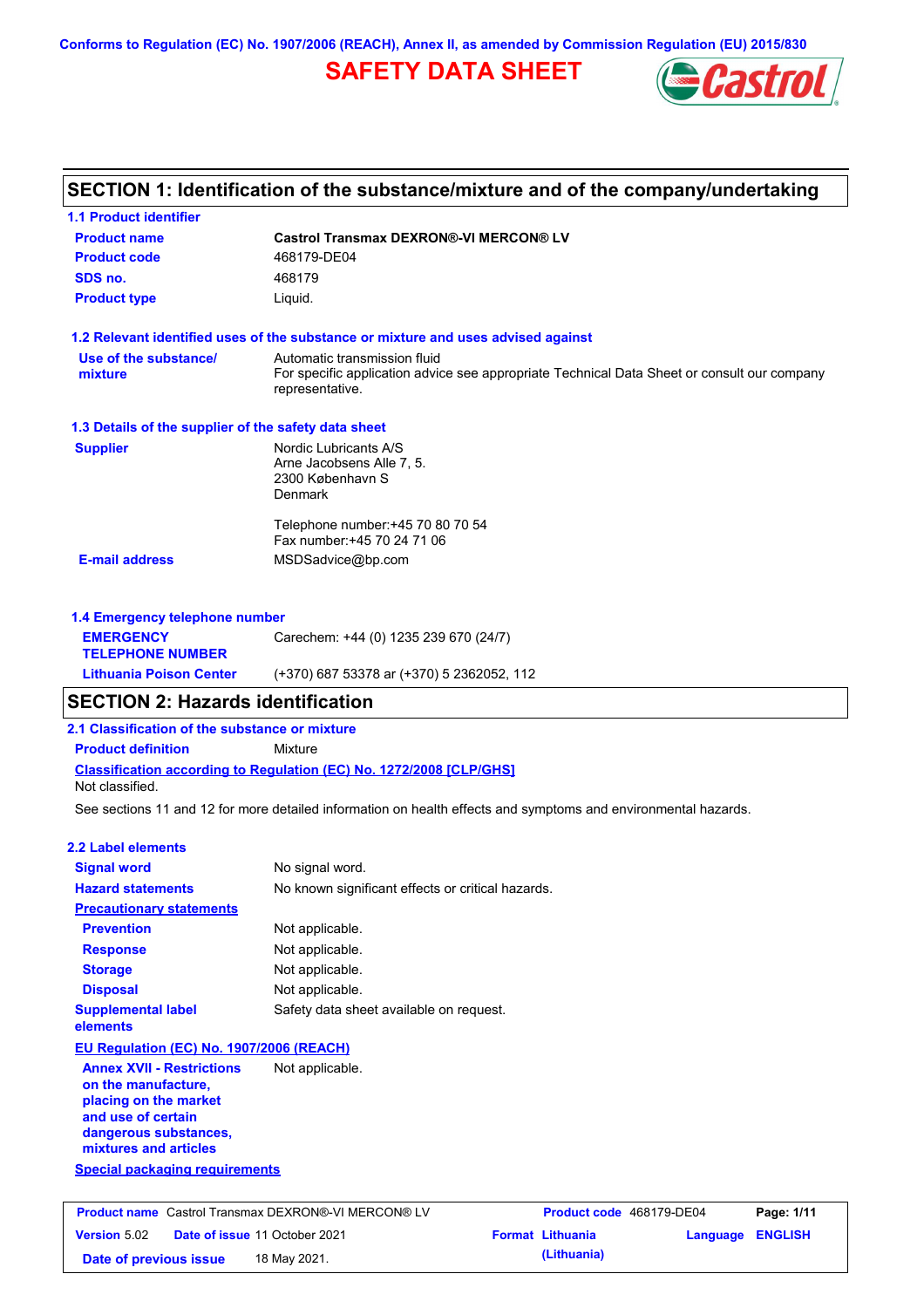Conforms to Regulation (EC) No. 1907/2006 (REACH), Annex II, as amended by Commission Regulation (EU) 2015/830

# SAFETY DATA SHEET

## SECTION 1: Identification of the substance/mixture and of the company/undertaking

### 1.1 Product identifier

| | |
|---|---|
| **Product name** | **Castrol Transmax DEXRON®-VI MERCON® LV** |
| **Product code** | 468179-DE04 |
| **SDS no.** | 468179 |
| **Product type** | Liquid. |

### 1.2 Relevant identified uses of the substance or mixture and uses advised against

| | |
|---|---|
| **Use of the substance/ mixture** | Automatic transmission fluid<br>For specific application advice see appropriate Technical Data Sheet or consult our company representative. |

### 1.3 Details of the supplier of the safety data sheet

| | |
|---|---|
| **Supplier** | Nordic Lubricants A/S<br>Arne Jacobsens Alle 7, 5.<br>2300 København S<br>Denmark<br><br>Telephone number:+45 70 80 70 54<br>Fax number:+45 70 24 71 06 |
| **E-mail address** | MSDSadvice@bp.com |

### 1.4 Emergency telephone number

| | |
|---|---|
| **EMERGENCY TELEPHONE NUMBER** | Carechem: +44 (0) 1235 239 670 (24/7) |
| **Lithuania Poison Center** | (+370) 687 53378 ar (+370) 5 2362052, 112 |

## SECTION 2: Hazards identification

### 2.1 Classification of the substance or mixture

**Product definition** Mixture

**Classification according to Regulation (EC) No. 1272/2008 [CLP/GHS]**

Not classified.

See sections 11 and 12 for more detailed information on health effects and symptoms and environmental hazards.

### 2.2 Label elements

| | |
|---|---|
| **Signal word** | No signal word. |
| **Hazard statements** | No known significant effects or critical hazards. |
| **Precautionary statements** | |
| **Prevention** | Not applicable. |
| **Response** | Not applicable. |
| **Storage** | Not applicable. |
| **Disposal** | Not applicable. |
| **Supplemental label elements** | Safety data sheet available on request. |

**EU Regulation (EC) No. 1907/2006 (REACH)**

| | |
|---|---|
| **Annex XVII - Restrictions on the manufacture, placing on the market and use of certain dangerous substances, mixtures and articles** | Not applicable. |

**Special packaging requirements**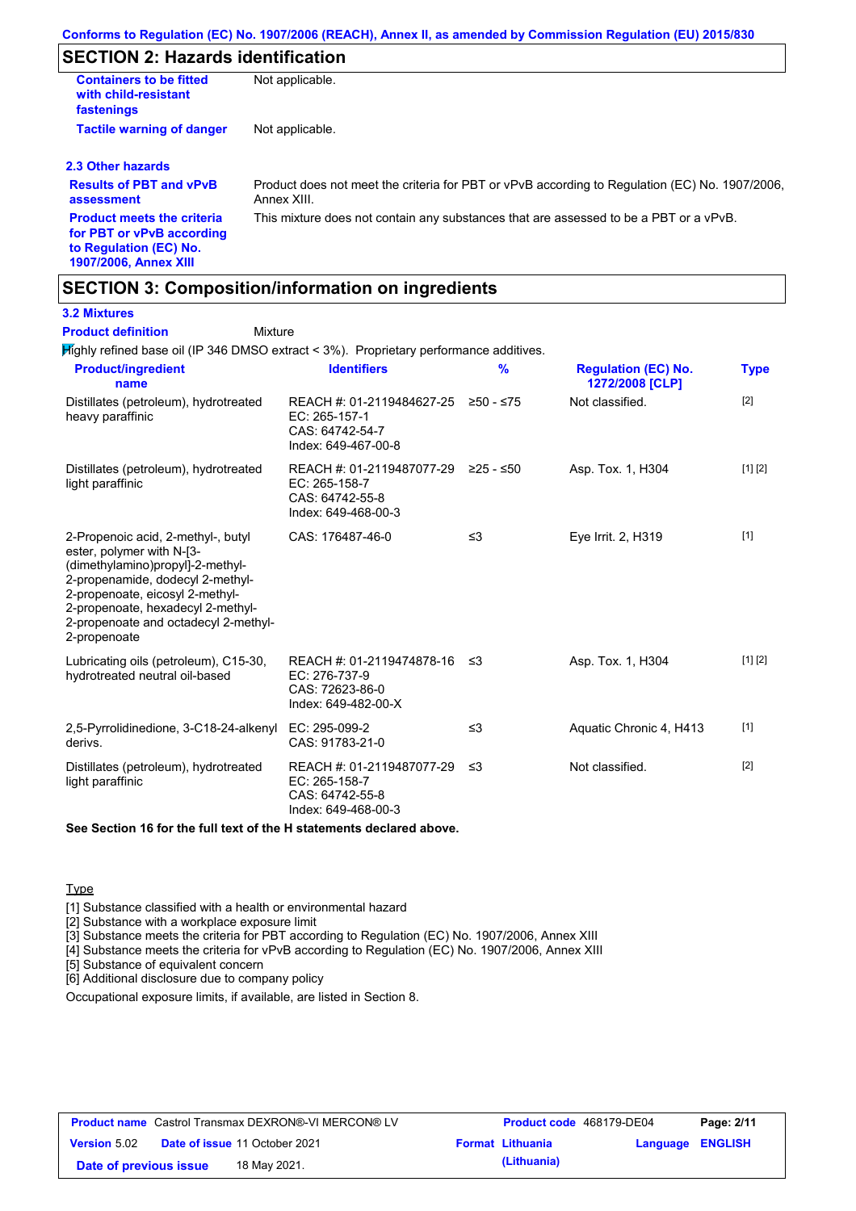## SECTION 2: Hazards identification

| | |
|---|---|
| **Containers to be fitted with child-resistant fastenings** | Not applicable. |
| **Tactile warning of danger** | Not applicable. |

### 2.3 Other hazards

| | |
|---|---|
| **Results of PBT and vPvB assessment** | Product does not meet the criteria for PBT or vPvB according to Regulation (EC) No. 1907/2006, Annex XIII. |
| **Product meets the criteria for PBT or vPvB according to Regulation (EC) No. 1907/2006, Annex XIII** | This mixture does not contain any substances that are assessed to be a PBT or a vPvB. |

## SECTION 3: Composition/information on ingredients

### 3.2 Mixtures

**Product definition** Mixture

Highly refined base oil (IP 346 DMSO extract < 3%). Proprietary performance additives.

| Product/ingredient name | Identifiers | % | Regulation (EC) No. 1272/2008 [CLP] | Type |
|---|---|---|---|---|
| Distillates (petroleum), hydrotreated heavy paraffinic | REACH #: 01-2119484627-25<br>EC: 265-157-1<br>CAS: 64742-54-7<br>Index: 649-467-00-8 | ≥50 - ≤75 | Not classified. | [2] |
| Distillates (petroleum), hydrotreated light paraffinic | REACH #: 01-2119487077-29<br>EC: 265-158-7<br>CAS: 64742-55-8<br>Index: 649-468-00-3 | ≥25 - ≤50 | Asp. Tox. 1, H304 | [1] [2] |
| 2-Propenoic acid, 2-methyl-, butyl ester, polymer with N-[3-(dimethylamino)propyl]-2-methyl-2-propenamide, dodecyl 2-methyl-2-propenoate, eicosyl 2-methyl-2-propenoate, hexadecyl 2-methyl-2-propenoate and octadecyl 2-methyl-2-propenoate | CAS: 176487-46-0 | ≤3 | Eye Irrit. 2, H319 | [1] |
| Lubricating oils (petroleum), C15-30, hydrotreated neutral oil-based | REACH #: 01-2119474878-16<br>EC: 276-737-9<br>CAS: 72623-86-0<br>Index: 649-482-00-X | ≤3 | Asp. Tox. 1, H304 | [1] [2] |
| 2,5-Pyrrolidinedione, 3-C18-24-alkenyl derivs. | EC: 295-099-2<br>CAS: 91783-21-0 | ≤3 | Aquatic Chronic 4, H413 | [1] |
| Distillates (petroleum), hydrotreated light paraffinic | REACH #: 01-2119487077-29<br>EC: 265-158-7<br>CAS: 64742-55-8<br>Index: 649-468-00-3 | ≤3 | Not classified. | [2] |

**See Section 16 for the full text of the H statements declared above.**

Type

[1] Substance classified with a health or environmental hazard
[2] Substance with a workplace exposure limit
[3] Substance meets the criteria for PBT according to Regulation (EC) No. 1907/2006, Annex XIII
[4] Substance meets the criteria for vPvB according to Regulation (EC) No. 1907/2006, Annex XIII
[5] Substance of equivalent concern
[6] Additional disclosure due to company policy

Occupational exposure limits, if available, are listed in Section 8.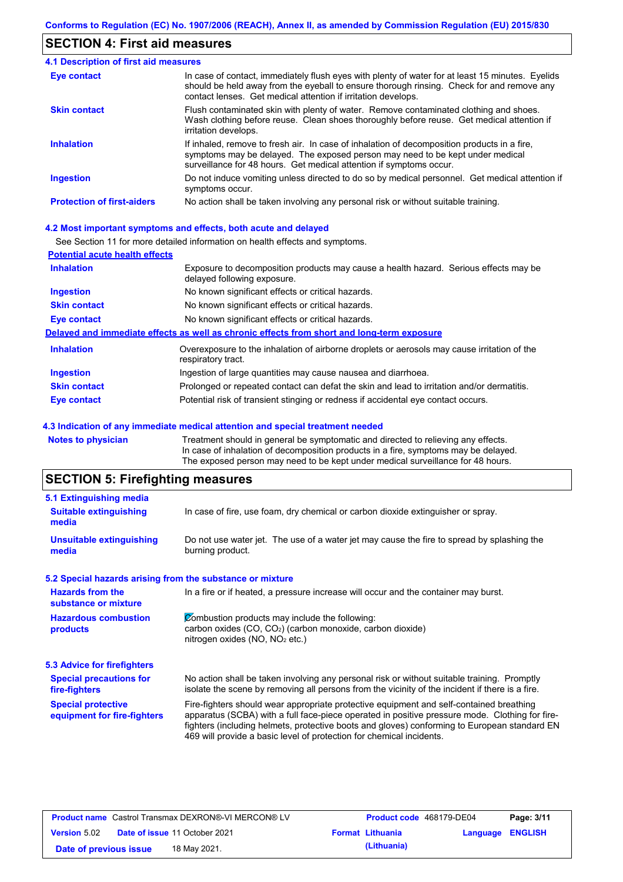## SECTION 4: First aid measures

### 4.1 Description of first aid measures

| | |
|---|---|
| **Eye contact** | In case of contact, immediately flush eyes with plenty of water for at least 15 minutes. Eyelids should be held away from the eyeball to ensure thorough rinsing. Check for and remove any contact lenses. Get medical attention if irritation develops. |
| **Skin contact** | Flush contaminated skin with plenty of water. Remove contaminated clothing and shoes. Wash clothing before reuse. Clean shoes thoroughly before reuse. Get medical attention if irritation develops. |
| **Inhalation** | If inhaled, remove to fresh air. In case of inhalation of decomposition products in a fire, symptoms may be delayed. The exposed person may need to be kept under medical surveillance for 48 hours. Get medical attention if symptoms occur. |
| **Ingestion** | Do not induce vomiting unless directed to do so by medical personnel. Get medical attention if symptoms occur. |
| **Protection of first-aiders** | No action shall be taken involving any personal risk or without suitable training. |

### 4.2 Most important symptoms and effects, both acute and delayed

See Section 11 for more detailed information on health effects and symptoms.

**Potential acute health effects**

| | |
|---|---|
| **Inhalation** | Exposure to decomposition products may cause a health hazard. Serious effects may be delayed following exposure. |
| **Ingestion** | No known significant effects or critical hazards. |
| **Skin contact** | No known significant effects or critical hazards. |
| **Eye contact** | No known significant effects or critical hazards. |

**Delayed and immediate effects as well as chronic effects from short and long-term exposure**

| | |
|---|---|
| **Inhalation** | Overexposure to the inhalation of airborne droplets or aerosols may cause irritation of the respiratory tract. |
| **Ingestion** | Ingestion of large quantities may cause nausea and diarrhoea. |
| **Skin contact** | Prolonged or repeated contact can defat the skin and lead to irritation and/or dermatitis. |
| **Eye contact** | Potential risk of transient stinging or redness if accidental eye contact occurs. |

### 4.3 Indication of any immediate medical attention and special treatment needed

| | |
|---|---|
| **Notes to physician** | Treatment should in general be symptomatic and directed to relieving any effects. In case of inhalation of decomposition products in a fire, symptoms may be delayed. The exposed person may need to be kept under medical surveillance for 48 hours. |

## SECTION 5: Firefighting measures

### 5.1 Extinguishing media

| | |
|---|---|
| **Suitable extinguishing media** | In case of fire, use foam, dry chemical or carbon dioxide extinguisher or spray. |
| **Unsuitable extinguishing media** | Do not use water jet. The use of a water jet may cause the fire to spread by splashing the burning product. |

### 5.2 Special hazards arising from the substance or mixture

| | |
|---|---|
| **Hazards from the substance or mixture** | In a fire or if heated, a pressure increase will occur and the container may burst. |
| **Hazardous combustion products** | Combustion products may include the following: carbon oxides ($CO$, $CO_2$) (carbon monoxide, carbon dioxide) nitrogen oxides ($NO$, $NO_2$ etc.) |

### 5.3 Advice for firefighters

| | |
|---|---|
| **Special precautions for fire-fighters** | No action shall be taken involving any personal risk or without suitable training. Promptly isolate the scene by removing all persons from the vicinity of the incident if there is a fire. |
| **Special protective equipment for fire-fighters** | Fire-fighters should wear appropriate protective equipment and self-contained breathing apparatus (SCBA) with a full face-piece operated in positive pressure mode. Clothing for fire-fighters (including helmets, protective boots and gloves) conforming to European standard EN 469 will provide a basic level of protection for chemical incidents. |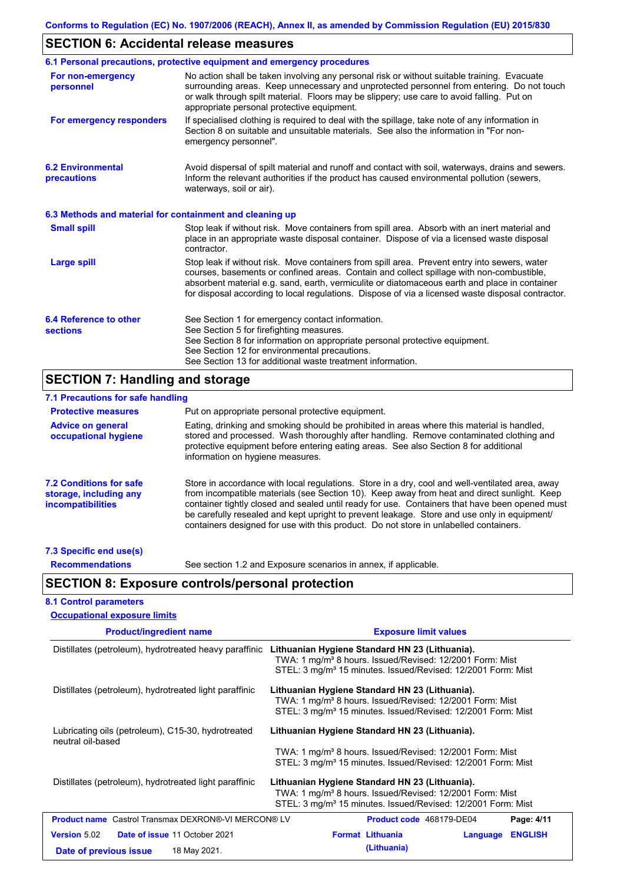## SECTION 6: Accidental release measures

### 6.1 Personal precautions, protective equipment and emergency procedures

**For non-emergency personnel**
No action shall be taken involving any personal risk or without suitable training. Evacuate surrounding areas. Keep unnecessary and unprotected personnel from entering. Do not touch or walk through spilt material. Floors may be slippery; use care to avoid falling. Put on appropriate personal protective equipment.

**For emergency responders**
If specialised clothing is required to deal with the spillage, take note of any information in Section 8 on suitable and unsuitable materials. See also the information in "For non-emergency personnel".

### 6.2 Environmental precautions

Avoid dispersal of spilt material and runoff and contact with soil, waterways, drains and sewers. Inform the relevant authorities if the product has caused environmental pollution (sewers, waterways, soil or air).

### 6.3 Methods and material for containment and cleaning up

**Small spill**
Stop leak if without risk. Move containers from spill area. Absorb with an inert material and place in an appropriate waste disposal container. Dispose of via a licensed waste disposal contractor.

**Large spill**
Stop leak if without risk. Move containers from spill area. Prevent entry into sewers, water courses, basements or confined areas. Contain and collect spillage with non-combustible, absorbent material e.g. sand, earth, vermiculite or diatomaceous earth and place in container for disposal according to local regulations. Dispose of via a licensed waste disposal contractor.

### 6.4 Reference to other sections

See Section 1 for emergency contact information.
See Section 5 for firefighting measures.
See Section 8 for information on appropriate personal protective equipment.
See Section 12 for environmental precautions.
See Section 13 for additional waste treatment information.

## SECTION 7: Handling and storage

### 7.1 Precautions for safe handling

**Protective measures**
Put on appropriate personal protective equipment.

**Advice on general occupational hygiene**
Eating, drinking and smoking should be prohibited in areas where this material is handled, stored and processed. Wash thoroughly after handling. Remove contaminated clothing and protective equipment before entering eating areas. See also Section 8 for additional information on hygiene measures.

### 7.2 Conditions for safe storage, including any incompatibilities

Store in accordance with local regulations. Store in a dry, cool and well-ventilated area, away from incompatible materials (see Section 10). Keep away from heat and direct sunlight. Keep container tightly closed and sealed until ready for use. Containers that have been opened must be carefully resealed and kept upright to prevent leakage. Store and use only in equipment/ containers designed for use with this product. Do not store in unlabelled containers.

### 7.3 Specific end use(s)

**Recommendations**
See section 1.2 and Exposure scenarios in annex, if applicable.

## SECTION 8: Exposure controls/personal protection

### 8.1 Control parameters

**Occupational exposure limits**

| Product/ingredient name | Exposure limit values |
|---|---|
| Distillates (petroleum), hydrotreated heavy paraffinic | **Lithuanian Hygiene Standard HN 23 (Lithuania).** TWA: 1 mg/m³ 8 hours. Issued/Revised: 12/2001 Form: Mist STEL: 3 mg/m³ 15 minutes. Issued/Revised: 12/2001 Form: Mist |
| Distillates (petroleum), hydrotreated light paraffinic | **Lithuanian Hygiene Standard HN 23 (Lithuania).** TWA: 1 mg/m³ 8 hours. Issued/Revised: 12/2001 Form: Mist STEL: 3 mg/m³ 15 minutes. Issued/Revised: 12/2001 Form: Mist |
| Lubricating oils (petroleum), C15-30, hydrotreated neutral oil-based | **Lithuanian Hygiene Standard HN 23 (Lithuania).** TWA: 1 mg/m³ 8 hours. Issued/Revised: 12/2001 Form: Mist STEL: 3 mg/m³ 15 minutes. Issued/Revised: 12/2001 Form: Mist |
| Distillates (petroleum), hydrotreated light paraffinic | **Lithuanian Hygiene Standard HN 23 (Lithuania).** TWA: 1 mg/m³ 8 hours. Issued/Revised: 12/2001 Form: Mist STEL: 3 mg/m³ 15 minutes. Issued/Revised: 12/2001 Form: Mist |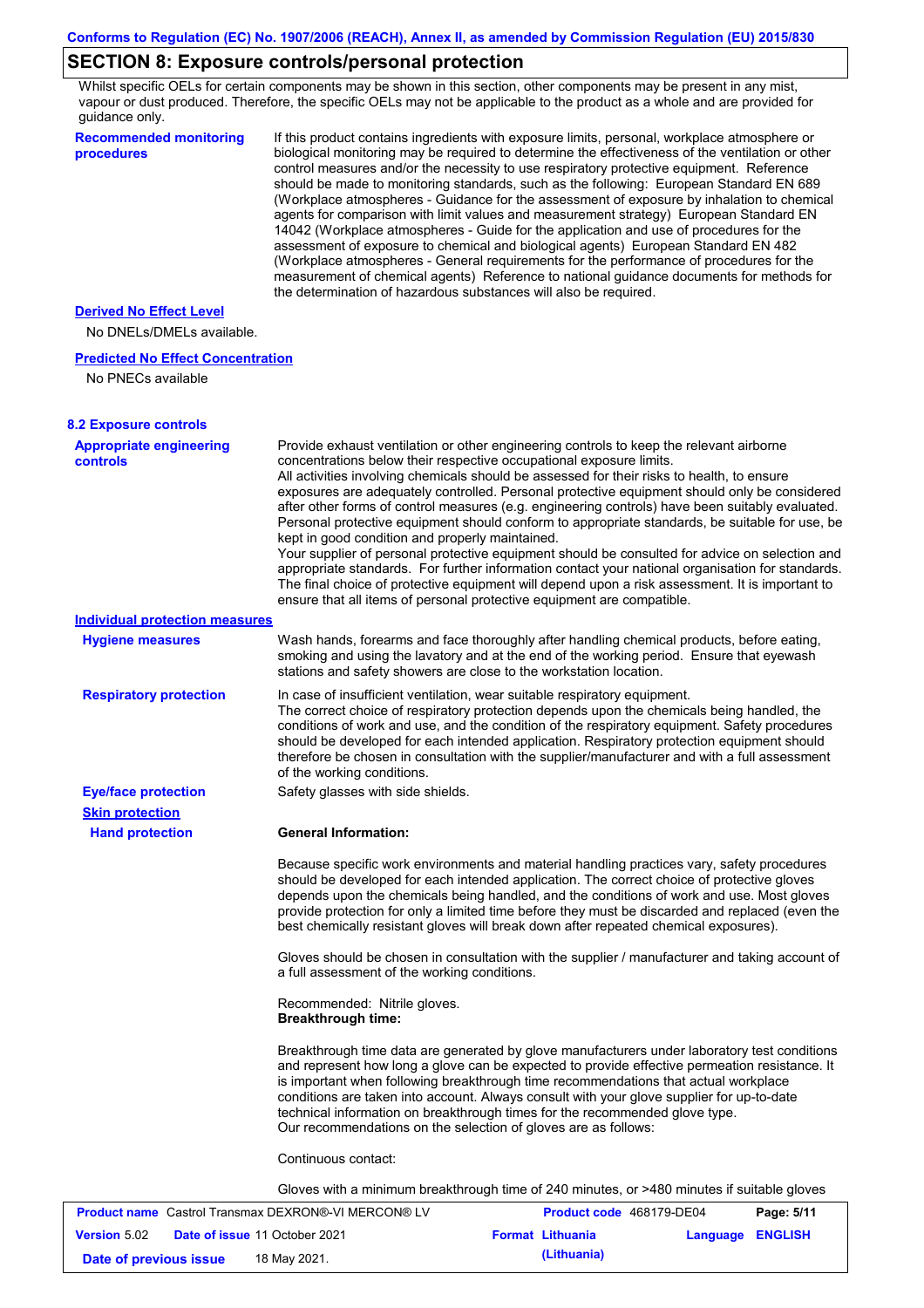## SECTION 8: Exposure controls/personal protection

Whilst specific OELs for certain components may be shown in this section, other components may be present in any mist, vapour or dust produced. Therefore, the specific OELs may not be applicable to the product as a whole and are provided for guidance only.

**Recommended monitoring procedures**

If this product contains ingredients with exposure limits, personal, workplace atmosphere or biological monitoring may be required to determine the effectiveness of the ventilation or other control measures and/or the necessity to use respiratory protective equipment. Reference should be made to monitoring standards, such as the following: European Standard EN 689 (Workplace atmospheres - Guidance for the assessment of exposure by inhalation to chemical agents for comparison with limit values and measurement strategy) European Standard EN 14042 (Workplace atmospheres - Guide for the application and use of procedures for the assessment of exposure to chemical and biological agents) European Standard EN 482 (Workplace atmospheres - General requirements for the performance of procedures for the measurement of chemical agents) Reference to national guidance documents for methods for the determination of hazardous substances will also be required.

**Derived No Effect Level**

No DNELs/DMELs available.

**Predicted No Effect Concentration**

No PNECs available

### 8.2 Exposure controls

**Appropriate engineering controls**

Provide exhaust ventilation or other engineering controls to keep the relevant airborne concentrations below their respective occupational exposure limits.
All activities involving chemicals should be assessed for their risks to health, to ensure exposures are adequately controlled. Personal protective equipment should only be considered after other forms of control measures (e.g. engineering controls) have been suitably evaluated. Personal protective equipment should conform to appropriate standards, be suitable for use, be kept in good condition and properly maintained.
Your supplier of personal protective equipment should be consulted for advice on selection and appropriate standards. For further information contact your national organisation for standards. The final choice of protective equipment will depend upon a risk assessment. It is important to ensure that all items of personal protective equipment are compatible.

**Individual protection measures**

**Hygiene measures**

Wash hands, forearms and face thoroughly after handling chemical products, before eating, smoking and using the lavatory and at the end of the working period. Ensure that eyewash stations and safety showers are close to the workstation location.

**Respiratory protection**

In case of insufficient ventilation, wear suitable respiratory equipment.
The correct choice of respiratory protection depends upon the chemicals being handled, the conditions of work and use, and the condition of the respiratory equipment. Safety procedures should be developed for each intended application. Respiratory protection equipment should therefore be chosen in consultation with the supplier/manufacturer and with a full assessment of the working conditions.

**Eye/face protection**

Safety glasses with side shields.

**Skin protection**

**Hand protection**

**General Information:**

Because specific work environments and material handling practices vary, safety procedures should be developed for each intended application. The correct choice of protective gloves depends upon the chemicals being handled, and the conditions of work and use. Most gloves provide protection for only a limited time before they must be discarded and replaced (even the best chemically resistant gloves will break down after repeated chemical exposures).

Gloves should be chosen in consultation with the supplier / manufacturer and taking account of a full assessment of the working conditions.

Recommended: Nitrile gloves.
**Breakthrough time:**

Breakthrough time data are generated by glove manufacturers under laboratory test conditions and represent how long a glove can be expected to provide effective permeation resistance. It is important when following breakthrough time recommendations that actual workplace conditions are taken into account. Always consult with your glove supplier for up-to-date technical information on breakthrough times for the recommended glove type.
Our recommendations on the selection of gloves are as follows:

Continuous contact:

Gloves with a minimum breakthrough time of 240 minutes, or >480 minutes if suitable gloves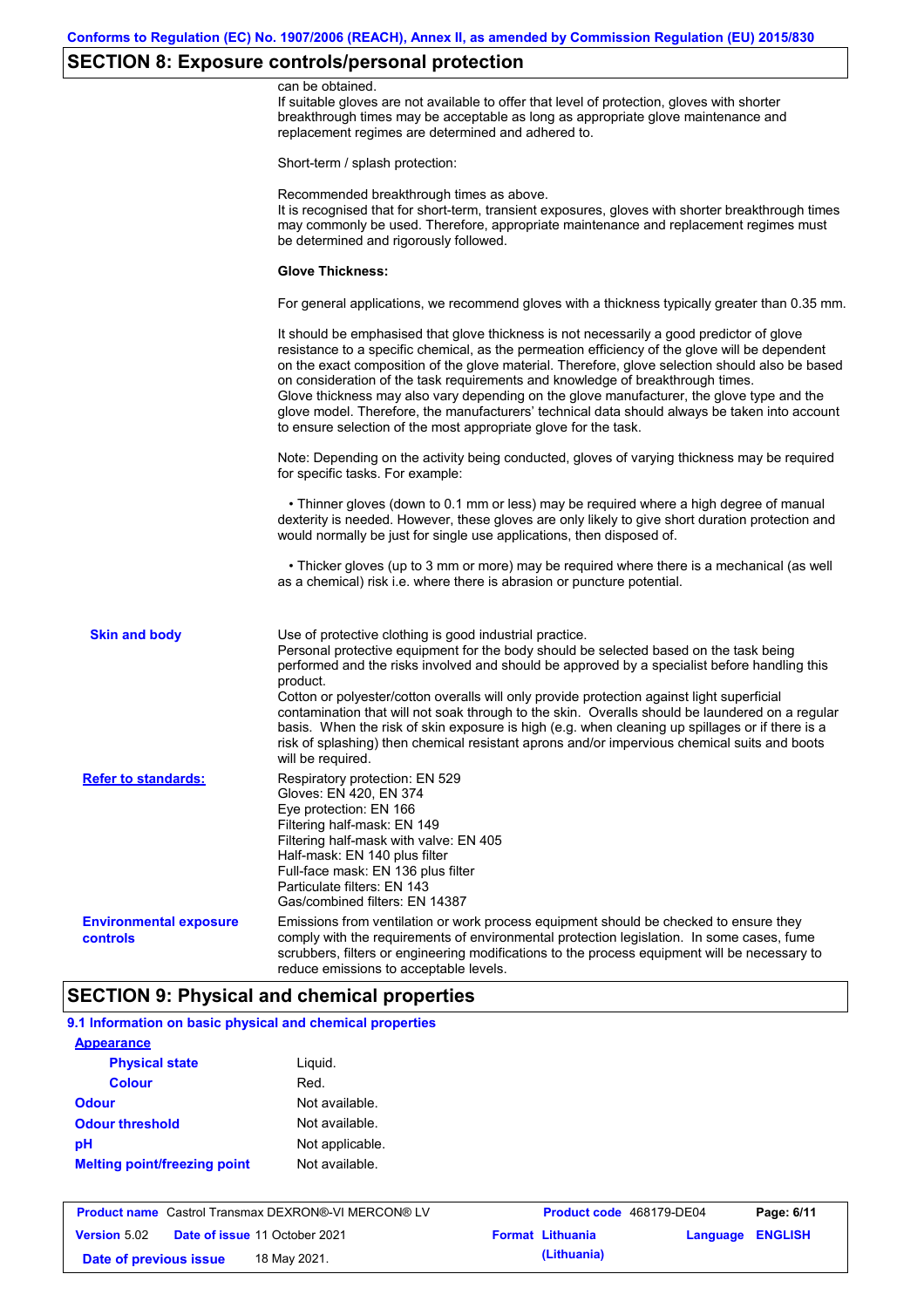## SECTION 8: Exposure controls/personal protection

can be obtained.
If suitable gloves are not available to offer that level of protection, gloves with shorter breakthrough times may be acceptable as long as appropriate glove maintenance and replacement regimes are determined and adhered to.

Short-term / splash protection:

Recommended breakthrough times as above.
It is recognised that for short-term, transient exposures, gloves with shorter breakthrough times may commonly be used. Therefore, appropriate maintenance and replacement regimes must be determined and rigorously followed.

**Glove Thickness:**

For general applications, we recommend gloves with a thickness typically greater than 0.35 mm.

It should be emphasised that glove thickness is not necessarily a good predictor of glove resistance to a specific chemical, as the permeation efficiency of the glove will be dependent on the exact composition of the glove material. Therefore, glove selection should also be based on consideration of the task requirements and knowledge of breakthrough times.
Glove thickness may also vary depending on the glove manufacturer, the glove type and the glove model. Therefore, the manufacturers' technical data should always be taken into account to ensure selection of the most appropriate glove for the task.

Note: Depending on the activity being conducted, gloves of varying thickness may be required for specific tasks. For example:

- Thinner gloves (down to 0.1 mm or less) may be required where a high degree of manual dexterity is needed. However, these gloves are only likely to give short duration protection and would normally be just for single use applications, then disposed of.

- Thicker gloves (up to 3 mm or more) may be required where there is a mechanical (as well as a chemical) risk i.e. where there is abrasion or puncture potential.

**Skin and body**

Use of protective clothing is good industrial practice.
Personal protective equipment for the body should be selected based on the task being performed and the risks involved and should be approved by a specialist before handling this product.
Cotton or polyester/cotton overalls will only provide protection against light superficial contamination that will not soak through to the skin. Overalls should be laundered on a regular basis. When the risk of skin exposure is high (e.g. when cleaning up spillages or if there is a risk of splashing) then chemical resistant aprons and/or impervious chemical suits and boots will be required.

**Refer to standards:**

Respiratory protection: EN 529
Gloves: EN 420, EN 374
Eye protection: EN 166
Filtering half-mask: EN 149
Filtering half-mask with valve: EN 405
Half-mask: EN 140 plus filter
Full-face mask: EN 136 plus filter
Particulate filters: EN 143
Gas/combined filters: EN 14387

**Environmental exposure controls**

Emissions from ventilation or work process equipment should be checked to ensure they comply with the requirements of environmental protection legislation. In some cases, fume scrubbers, filters or engineering modifications to the process equipment will be necessary to reduce emissions to acceptable levels.

## SECTION 9: Physical and chemical properties

### 9.1 Information on basic physical and chemical properties

**Appearance**

| | |
|---|---|
| **Physical state** | Liquid. |
| **Colour** | Red. |
| **Odour** | Not available. |
| **Odour threshold** | Not available. |
| **pH** | Not applicable. |
| **Melting point/freezing point** | Not available. |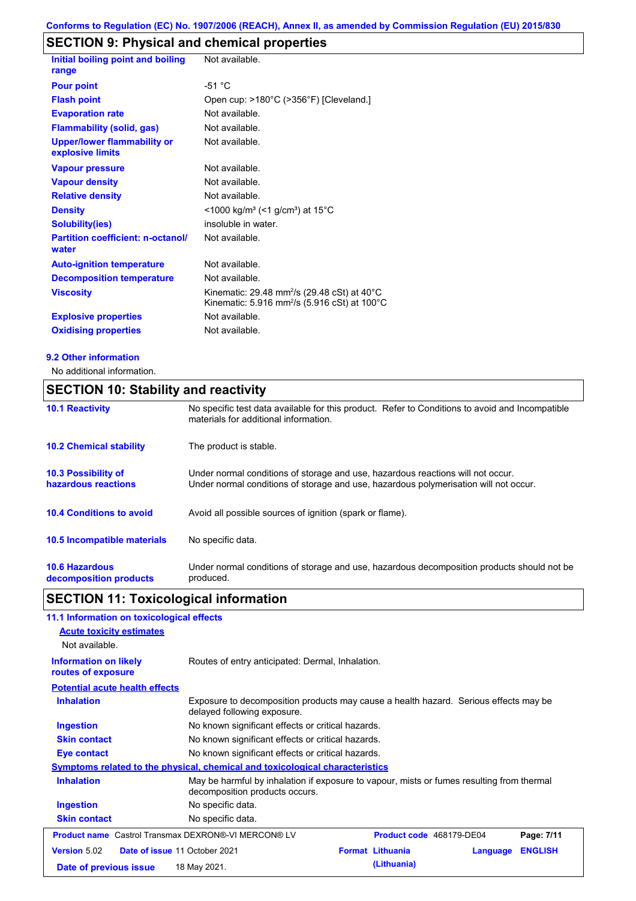## SECTION 9: Physical and chemical properties

| | |
|---|---|
| **Initial boiling point and boiling range** | Not available. |
| **Pour point** | -51 °C |
| **Flash point** | Open cup: >180°C (>356°F) [Cleveland.] |
| **Evaporation rate** | Not available. |
| **Flammability (solid, gas)** | Not available. |
| **Upper/lower flammability or explosive limits** | Not available. |
| **Vapour pressure** | Not available. |
| **Vapour density** | Not available. |
| **Relative density** | Not available. |
| **Density** | <1000 kg/m³ (<1 g/cm³) at 15°C |
| **Solubility(ies)** | insoluble in water. |
| **Partition coefficient: n-octanol/ water** | Not available. |
| **Auto-ignition temperature** | Not available. |
| **Decomposition temperature** | Not available. |
| **Viscosity** | Kinematic: 29.48 mm²/s (29.48 cSt) at 40°C<br>Kinematic: 5.916 mm²/s (5.916 cSt) at 100°C |
| **Explosive properties** | Not available. |
| **Oxidising properties** | Not available. |

### 9.2 Other information

No additional information.

## SECTION 10: Stability and reactivity

| | |
|---|---|
| **10.1 Reactivity** | No specific test data available for this product. Refer to Conditions to avoid and Incompatible materials for additional information. |
| **10.2 Chemical stability** | The product is stable. |
| **10.3 Possibility of hazardous reactions** | Under normal conditions of storage and use, hazardous reactions will not occur.<br>Under normal conditions of storage and use, hazardous polymerisation will not occur. |
| **10.4 Conditions to avoid** | Avoid all possible sources of ignition (spark or flame). |
| **10.5 Incompatible materials** | No specific data. |
| **10.6 Hazardous decomposition products** | Under normal conditions of storage and use, hazardous decomposition products should not be produced. |

## SECTION 11: Toxicological information

### 11.1 Information on toxicological effects

**Acute toxicity estimates**

Not available.

| | |
|---|---|
| **Information on likely routes of exposure** | Routes of entry anticipated: Dermal, Inhalation. |

**Potential acute health effects**

| | |
|---|---|
| **Inhalation** | Exposure to decomposition products may cause a health hazard. Serious effects may be delayed following exposure. |
| **Ingestion** | No known significant effects or critical hazards. |
| **Skin contact** | No known significant effects or critical hazards. |
| **Eye contact** | No known significant effects or critical hazards. |

**Symptoms related to the physical, chemical and toxicological characteristics**

| | |
|---|---|
| **Inhalation** | May be harmful by inhalation if exposure to vapour, mists or fumes resulting from thermal decomposition products occurs. |
| **Ingestion** | No specific data. |
| **Skin contact** | No specific data. |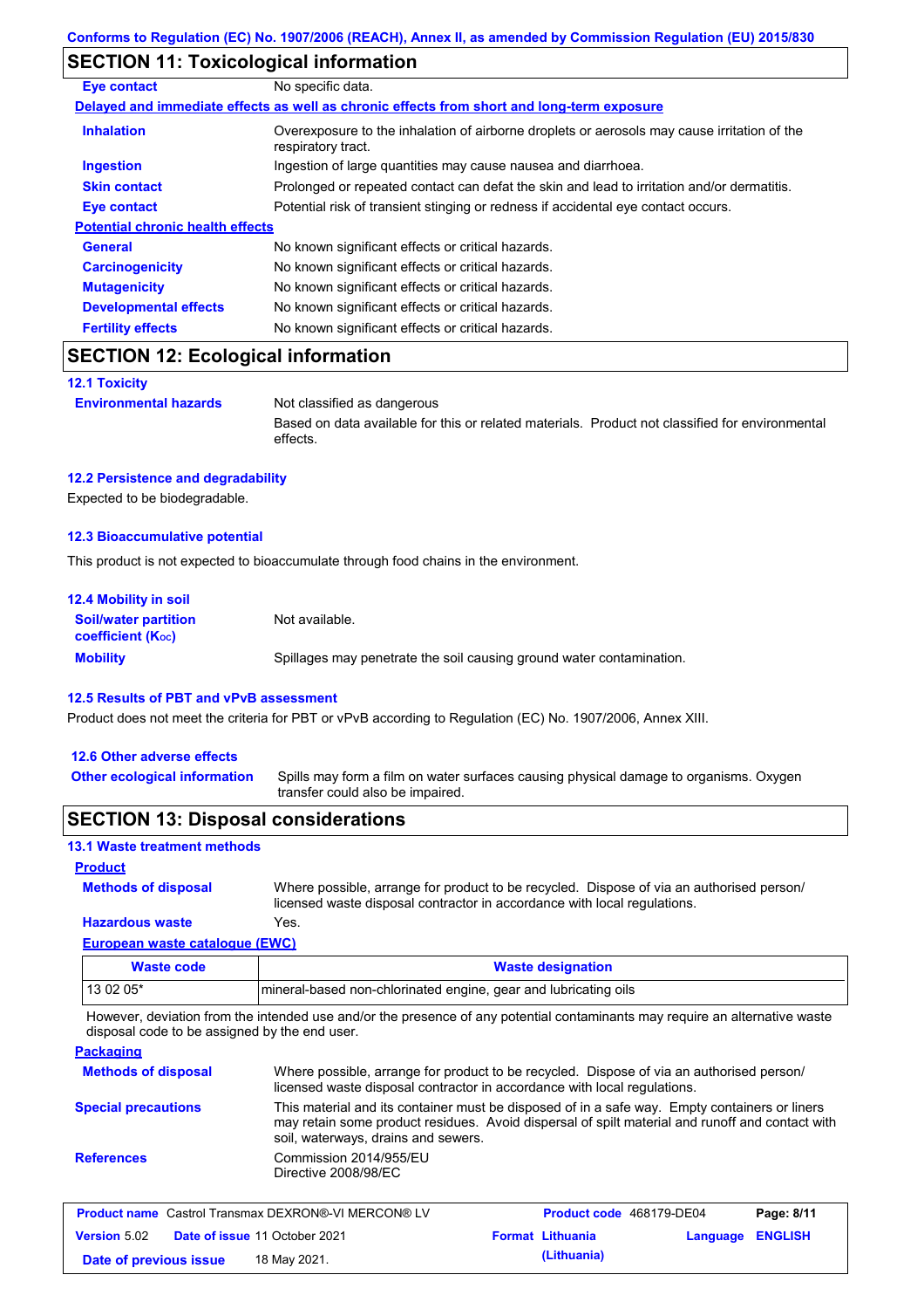## SECTION 11: Toxicological information

**Eye contact** No specific data.

**Delayed and immediate effects as well as chronic effects from short and long-term exposure**

**Inhalation** Overexposure to the inhalation of airborne droplets or aerosols may cause irritation of the respiratory tract.

**Ingestion** Ingestion of large quantities may cause nausea and diarrhoea.

**Skin contact** Prolonged or repeated contact can defat the skin and lead to irritation and/or dermatitis.

**Eye contact** Potential risk of transient stinging or redness if accidental eye contact occurs.

**Potential chronic health effects**

**General** No known significant effects or critical hazards.

**Carcinogenicity** No known significant effects or critical hazards.

**Mutagenicity** No known significant effects or critical hazards.

**Developmental effects** No known significant effects or critical hazards.

**Fertility effects** No known significant effects or critical hazards.

## SECTION 12: Ecological information

### 12.1 Toxicity

**Environmental hazards** Not classified as dangerous

Based on data available for this or related materials. Product not classified for environmental effects.

### 12.2 Persistence and degradability

Expected to be biodegradable.

### 12.3 Bioaccumulative potential

This product is not expected to bioaccumulate through food chains in the environment.

### 12.4 Mobility in soil

**Soil/water partition coefficient ($K_{OC}$)** Not available.

**Mobility** Spillages may penetrate the soil causing ground water contamination.

### 12.5 Results of PBT and vPvB assessment

Product does not meet the criteria for PBT or vPvB according to Regulation (EC) No. 1907/2006, Annex XIII.

### 12.6 Other adverse effects

**Other ecological information** Spills may form a film on water surfaces causing physical damage to organisms. Oxygen transfer could also be impaired.

## SECTION 13: Disposal considerations

### 13.1 Waste treatment methods

**Product**

**Methods of disposal** Where possible, arrange for product to be recycled. Dispose of via an authorised person/ licensed waste disposal contractor in accordance with local regulations.

**Hazardous waste** Yes.

**European waste catalogue (EWC)**

| Waste code | Waste designation |
|---|---|
| 13 02 05* | mineral-based non-chlorinated engine, gear and lubricating oils |

However, deviation from the intended use and/or the presence of any potential contaminants may require an alternative waste disposal code to be assigned by the end user.

**Packaging**

**Methods of disposal** Where possible, arrange for product to be recycled. Dispose of via an authorised person/ licensed waste disposal contractor in accordance with local regulations.

**Special precautions** This material and its container must be disposed of in a safe way. Empty containers or liners may retain some product residues. Avoid dispersal of spilt material and runoff and contact with soil, waterways, drains and sewers.

**References** Commission 2014/955/EU
Directive 2008/98/EC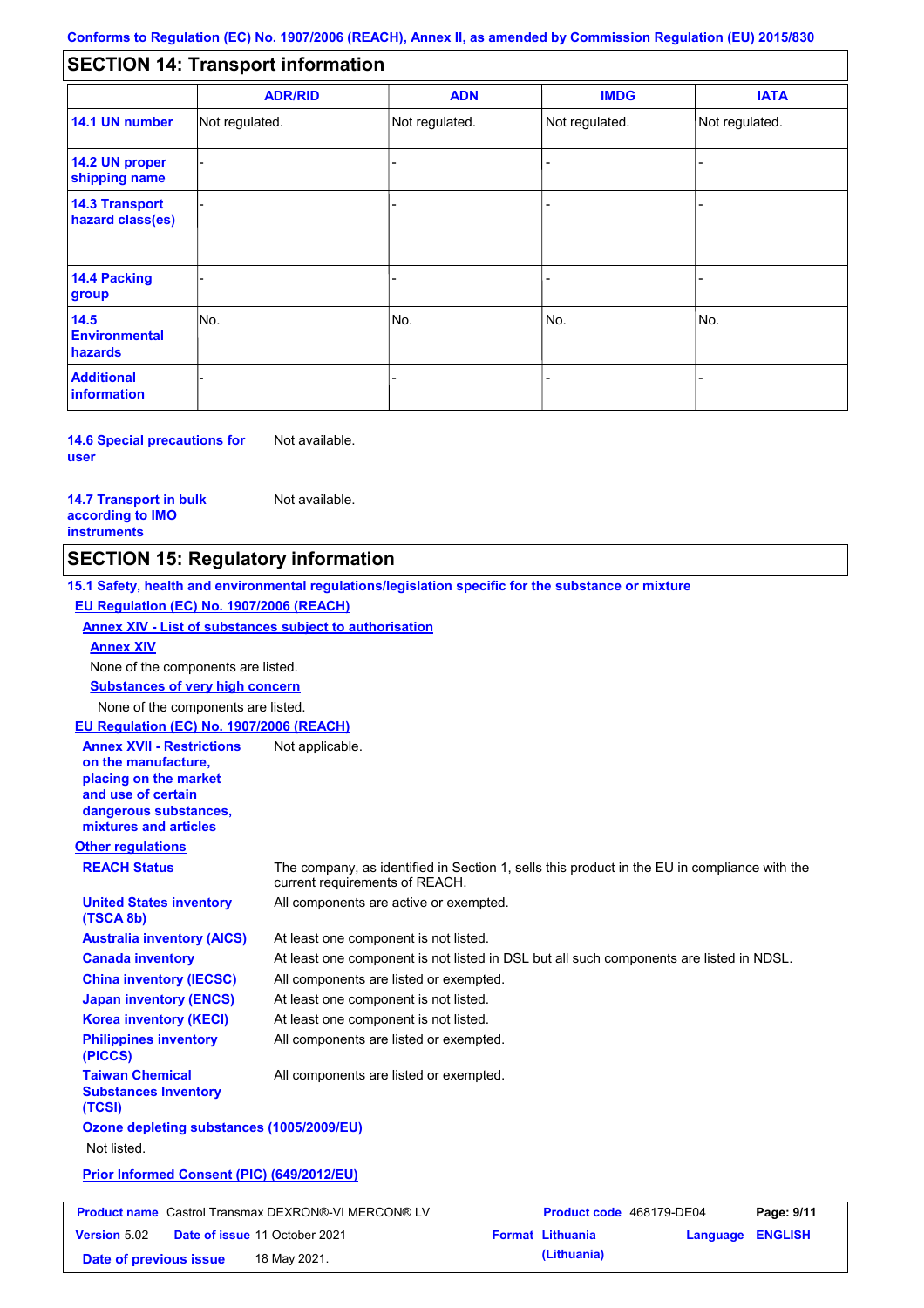## SECTION 14: Transport information

| | ADR/RID | ADN | IMDG | IATA |
|---|---|---|---|---|
| **14.1 UN number** | Not regulated. | Not regulated. | Not regulated. | Not regulated. |
| **14.2 UN proper shipping name** | - | - | - | - |
| **14.3 Transport hazard class(es)** | - | - | - | - |
| **14.4 Packing group** | - | - | - | - |
| **14.5 Environmental hazards** | No. | No. | No. | No. |
| **Additional information** | - | - | - | - |

**14.6 Special precautions for user**: Not available.

**14.7 Transport in bulk according to IMO instruments**: Not available.

## SECTION 15: Regulatory information

**15.1 Safety, health and environmental regulations/legislation specific for the substance or mixture**

**EU Regulation (EC) No. 1907/2006 (REACH)**

**Annex XIV - List of substances subject to authorisation**

**Annex XIV**

None of the components are listed.

**Substances of very high concern**

None of the components are listed.

**EU Regulation (EC) No. 1907/2006 (REACH)**

**Annex XVII - Restrictions on the manufacture, placing on the market and use of certain dangerous substances, mixtures and articles**: Not applicable.

**Other regulations**

**REACH Status**: The company, as identified in Section 1, sells this product in the EU in compliance with the current requirements of REACH.

**United States inventory (TSCA 8b)**: All components are active or exempted.

**Australia inventory (AICS)**: At least one component is not listed.

**Canada inventory**: At least one component is not listed in DSL but all such components are listed in NDSL.

**China inventory (IECSC)**: All components are listed or exempted.

**Japan inventory (ENCS)**: At least one component is not listed.

**Korea inventory (KECI)**: At least one component is not listed.

**Philippines inventory (PICCS)**: All components are listed or exempted.

**Taiwan Chemical Substances Inventory (TCSI)**: All components are listed or exempted.

**Ozone depleting substances (1005/2009/EU)**

Not listed.

**Prior Informed Consent (PIC) (649/2012/EU)**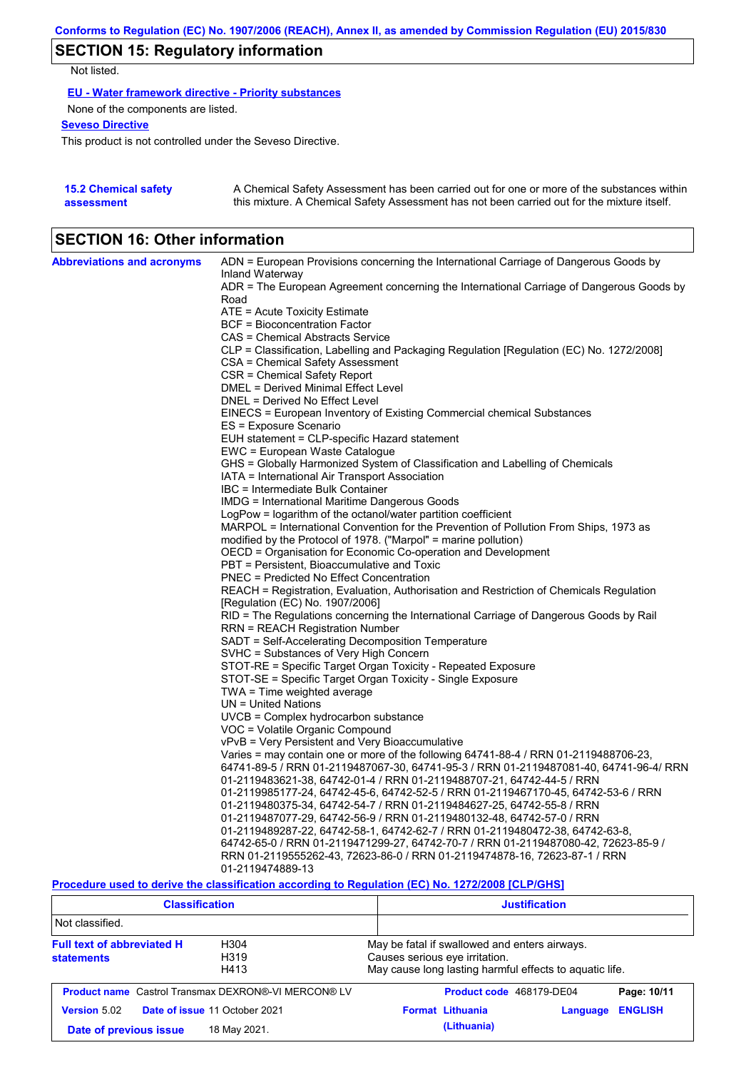## SECTION 15: Regulatory information

Not listed.

**EU - Water framework directive - Priority substances**

None of the components are listed.

**Seveso Directive**

This product is not controlled under the Seveso Directive.

**15.2 Chemical safety assessment**

A Chemical Safety Assessment has been carried out for one or more of the substances within this mixture. A Chemical Safety Assessment has not been carried out for the mixture itself.

## SECTION 16: Other information

**Abbreviations and acronyms**

ADN = European Provisions concerning the International Carriage of Dangerous Goods by Inland Waterway
ADR = The European Agreement concerning the International Carriage of Dangerous Goods by Road
ATE = Acute Toxicity Estimate
BCF = Bioconcentration Factor
CAS = Chemical Abstracts Service
CLP = Classification, Labelling and Packaging Regulation [Regulation (EC) No. 1272/2008]
CSA = Chemical Safety Assessment
CSR = Chemical Safety Report
DMEL = Derived Minimal Effect Level
DNEL = Derived No Effect Level
EINECS = European Inventory of Existing Commercial chemical Substances
ES = Exposure Scenario
EUH statement = CLP-specific Hazard statement
EWC = European Waste Catalogue
GHS = Globally Harmonized System of Classification and Labelling of Chemicals
IATA = International Air Transport Association
IBC = Intermediate Bulk Container
IMDG = International Maritime Dangerous Goods
LogPow = logarithm of the octanol/water partition coefficient
MARPOL = International Convention for the Prevention of Pollution From Ships, 1973 as modified by the Protocol of 1978. ("Marpol" = marine pollution)
OECD = Organisation for Economic Co-operation and Development
PBT = Persistent, Bioaccumulative and Toxic
PNEC = Predicted No Effect Concentration
REACH = Registration, Evaluation, Authorisation and Restriction of Chemicals Regulation [Regulation (EC) No. 1907/2006]
RID = The Regulations concerning the International Carriage of Dangerous Goods by Rail
RRN = REACH Registration Number
SADT = Self-Accelerating Decomposition Temperature
SVHC = Substances of Very High Concern
STOT-RE = Specific Target Organ Toxicity - Repeated Exposure
STOT-SE = Specific Target Organ Toxicity - Single Exposure
TWA = Time weighted average
UN = United Nations
UVCB = Complex hydrocarbon substance
VOC = Volatile Organic Compound
vPvB = Very Persistent and Very Bioaccumulative
Varies = may contain one or more of the following 64741-88-4 / RRN 01-2119488706-23, 64741-89-5 / RRN 01-2119487067-30, 64741-95-3 / RRN 01-2119487081-40, 64741-96-4/ RRN 01-2119483621-38, 64742-01-4 / RRN 01-2119488707-21, 64742-44-5 / RRN 01-2119985177-24, 64742-45-6, 64742-52-5 / RRN 01-2119467170-45, 64742-53-6 / RRN 01-2119480375-34, 64742-54-7 / RRN 01-2119484627-25, 64742-55-8 / RRN 01-2119487077-29, 64742-56-9 / RRN 01-2119480132-48, 64742-57-0 / RRN 01-2119489287-22, 64742-58-1, 64742-62-7 / RRN 01-2119480472-38, 64742-63-8, 64742-65-0 / RRN 01-2119471299-27, 64742-70-7 / RRN 01-2119487080-42, 72623-85-9 / RRN 01-2119555262-43, 72623-86-0 / RRN 01-2119474878-16, 72623-87-1 / RRN 01-2119474889-13

**Procedure used to derive the classification according to Regulation (EC) No. 1272/2008 [CLP/GHS]**

| Classification | Justification |
|---|---|
| Not classified. | |

**Full text of abbreviated H statements**

| | |
|---|---|
| H304 | May be fatal if swallowed and enters airways. |
| H319 | Causes serious eye irritation. |
| H413 | May cause long lasting harmful effects to aquatic life. |

| | | | |
|---|---|---|---|
| **Product name** Castrol Transmax DEXRON®-VI MERCON® LV | | **Product code** 468179-DE04 | |
| **Version** 5.02 | **Date of issue** 11 October 2021 | **Format** Lithuania (Lithuania) | **Language** ENGLISH |
| **Date of previous issue** | 18 May 2021. | | |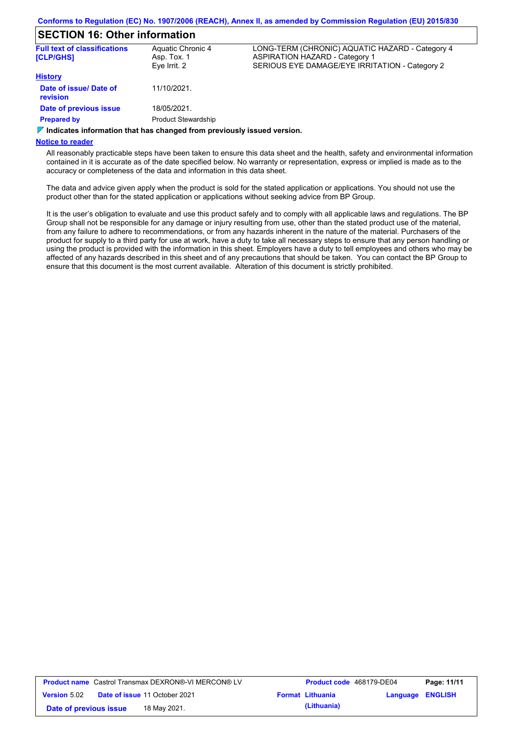Conforms to Regulation (EC) No. 1907/2006 (REACH), Annex II, as amended by Commission Regulation (EU) 2015/830

## SECTION 16: Other information

| | | |
|---|---|---|
| **Full text of classifications [CLP/GHS]** | Aquatic Chronic 4 | LONG-TERM (CHRONIC) AQUATIC HAZARD - Category 4 |
| | Asp. Tox. 1 | ASPIRATION HAZARD - Category 1 |
| | Eye Irrit. 2 | SERIOUS EYE DAMAGE/EYE IRRITATION - Category 2 |

**History**

| | |
|---|---|
| **Date of issue/ Date of revision** | 11/10/2021. |
| **Date of previous issue** | 18/05/2021. |
| **Prepared by** | Product Stewardship |

**Indicates information that has changed from previously issued version.**

**Notice to reader**

All reasonably practicable steps have been taken to ensure this data sheet and the health, safety and environmental information contained in it is accurate as of the date specified below. No warranty or representation, express or implied is made as to the accuracy or completeness of the data and information in this data sheet.

The data and advice given apply when the product is sold for the stated application or applications. You should not use the product other than for the stated application or applications without seeking advice from BP Group.

It is the user's obligation to evaluate and use this product safely and to comply with all applicable laws and regulations. The BP Group shall not be responsible for any damage or injury resulting from use, other than the stated product use of the material, from any failure to adhere to recommendations, or from any hazards inherent in the nature of the material. Purchasers of the product for supply to a third party for use at work, have a duty to take all necessary steps to ensure that any person handling or using the product is provided with the information in this sheet. Employers have a duty to tell employees and others who may be affected of any hazards described in this sheet and of any precautions that should be taken. You can contact the BP Group to ensure that this document is the most current available. Alteration of this document is strictly prohibited.